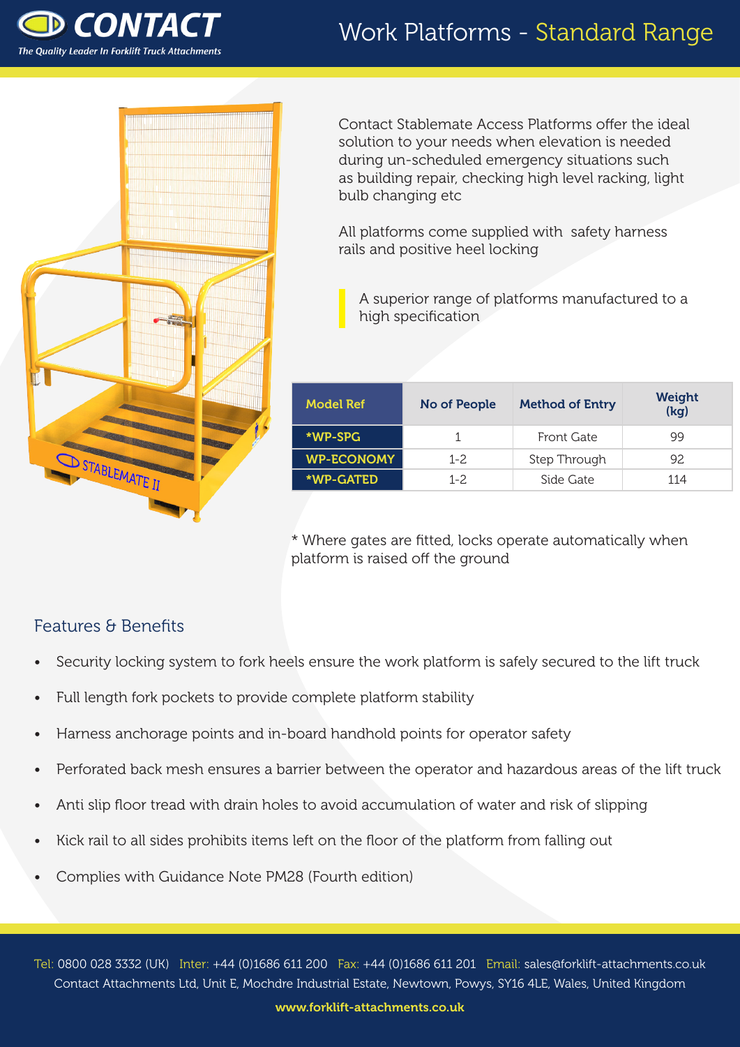# CONTACT

*The Quality Leader In Forklift Truck Attachments*

# Work Platforms - Standard Range

Contact Stablemate Access Platforms offer the ideal solution to your needs when elevation is needed during un-scheduled emergency situations such as building repair, checking high level racking, light bulb changing etc

All platforms come supplied with safety harness rails and positive heel locking

A superior range of platforms manufactured to a high specification

| Model Ref | No of People | Method of Entry | Weight (kg) |
|---|---|---|---|
| *WP-SPG | 1 | Front Gate | 99 |
| WP-ECONOMY | 1-2 | Step Through | 92 |
| *WP-GATED | 1-2 | Side Gate | 114 |

* Where gates are fitted, locks operate automatically when platform is raised off the ground

## Features & Benefits

- Security locking system to fork heels ensure the work platform is safely secured to the lift truck
- Full length fork pockets to provide complete platform stability
- Harness anchorage points and in-board handhold points for operator safety
- Perforated back mesh ensures a barrier between the operator and hazardous areas of the lift truck
- Anti slip floor tread with drain holes to avoid accumulation of water and risk of slipping
- Kick rail to all sides prohibits items left on the floor of the platform from falling out
- Complies with Guidance Note PM28 (Fourth edition)

Tel: 0800 028 3332 (UK) Inter: +44 (0)1686 611 200 Fax: +44 (0)1686 611 201 Email: sales@forklift-attachments.co.uk
Contact Attachments Ltd, Unit E, Mochdre Industrial Estate, Newtown, Powys, SY16 4LE, Wales, United Kingdom

www.forklift-attachments.co.uk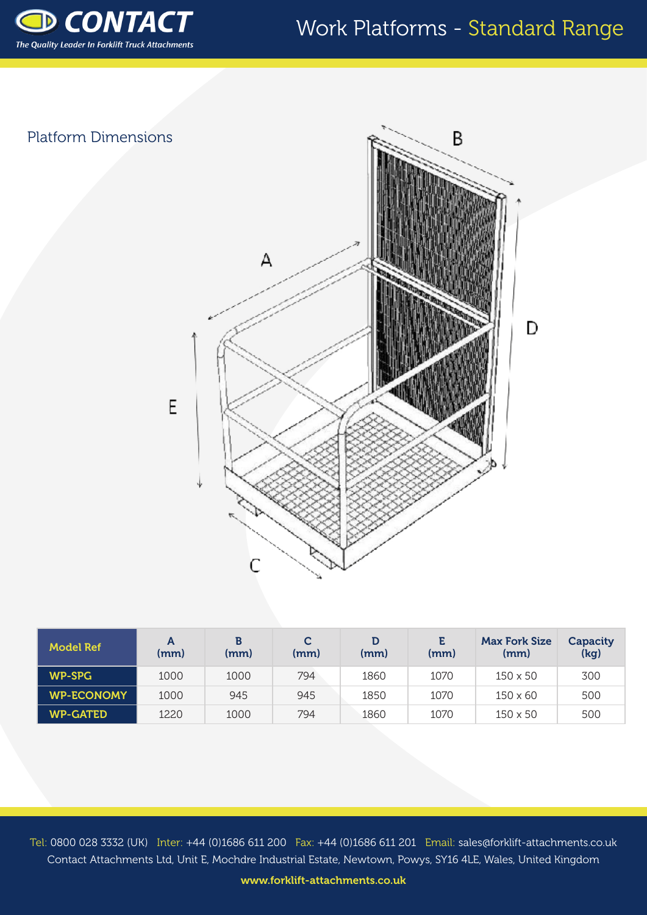## Platform Dimensions

| Model Ref | A (mm) | B (mm) | C (mm) | D (mm) | E (mm) | Max Fork Size (mm) | Capacity (kg) |
|---|---|---|---|---|---|---|---|
| WP-SPG | 1000 | 1000 | 794 | 1860 | 1070 | 150 x 50 | 300 |
| WP-ECONOMY | 1000 | 945 | 945 | 1850 | 1070 | 150 x 60 | 500 |
| WP-GATED | 1220 | 1000 | 794 | 1860 | 1070 | 150 x 50 | 500 |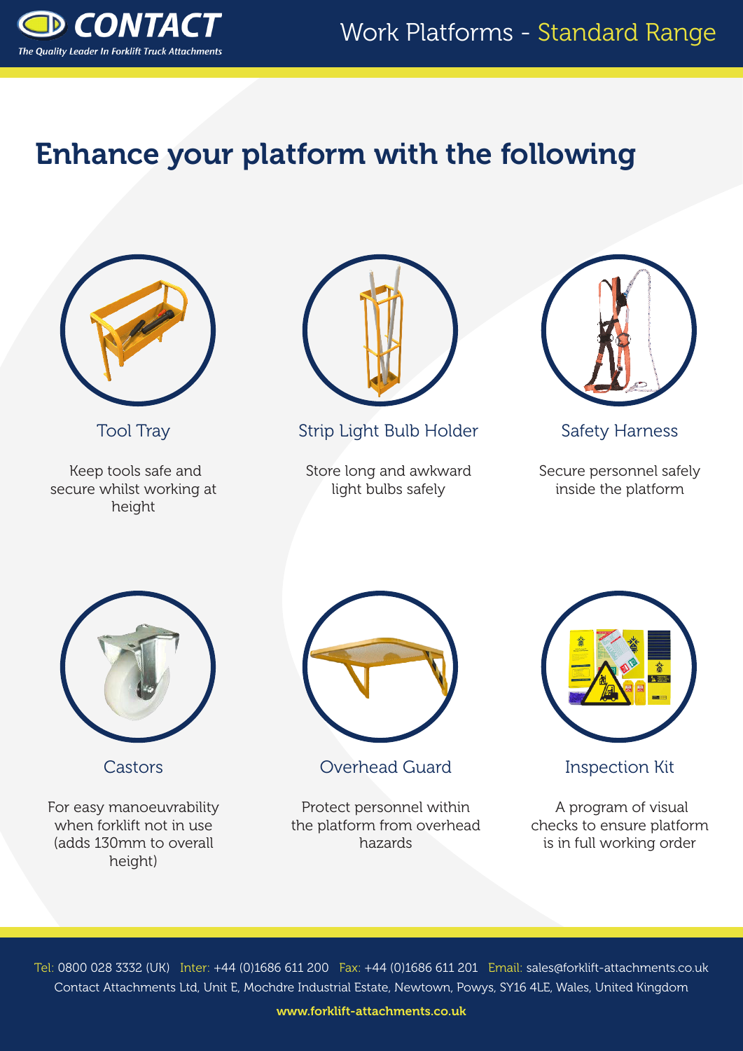# Enhance your platform with the following

### Tool Tray

Keep tools safe and secure whilst working at height

### Strip Light Bulb Holder

Store long and awkward light bulbs safely

### Safety Harness

Secure personnel safely inside the platform

### Castors

For easy manoeuvrability when forklift not in use (adds 130mm to overall height)

### Overhead Guard

Protect personnel within the platform from overhead hazards

### Inspection Kit

A program of visual checks to ensure platform is in full working order

Tel: 0800 028 3332 (UK) Inter: +44 (0)1686 611 200 Fax: +44 (0)1686 611 201 Email: sales@forklift-attachments.co.uk
Contact Attachments Ltd, Unit E, Mochdre Industrial Estate, Newtown, Powys, SY16 4LE, Wales, United Kingdom

www.forklift-attachments.co.uk